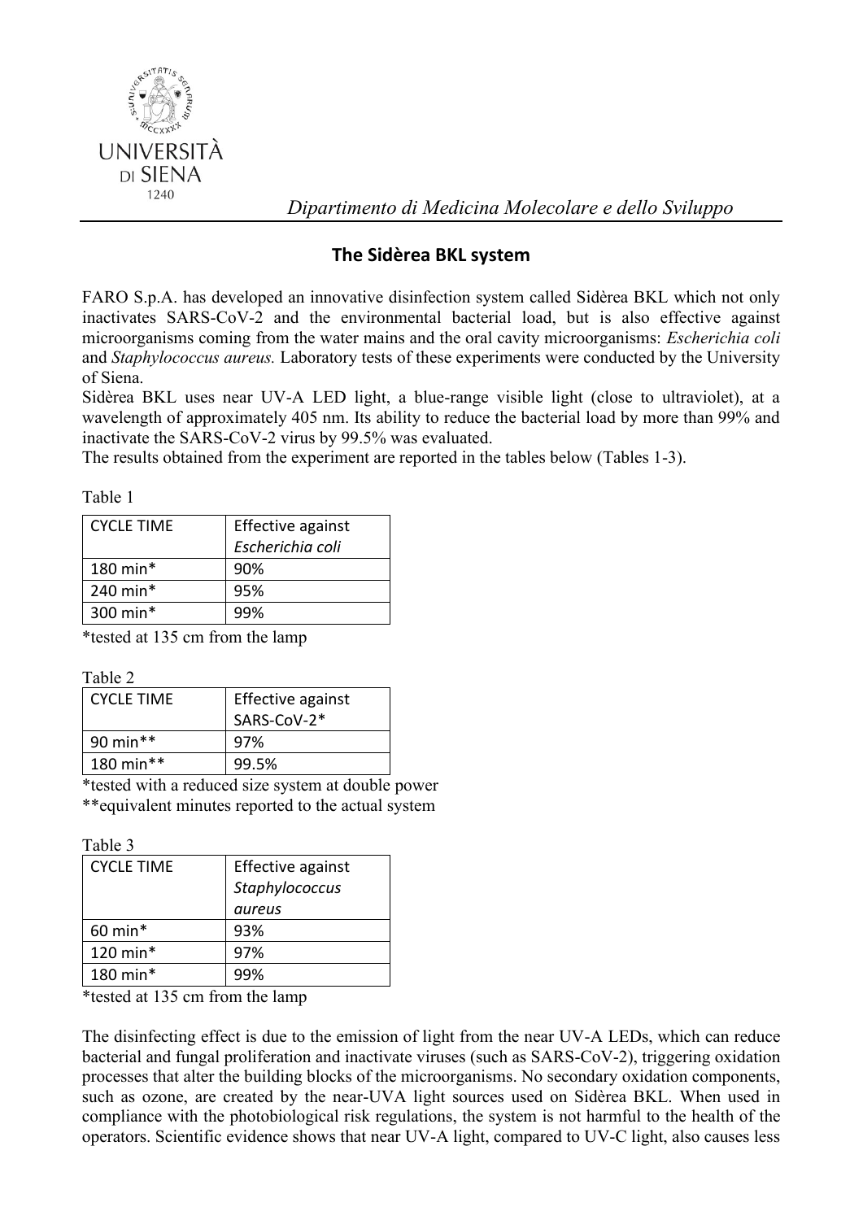UNIVERSITÀ DI SIENA 1240

*Dipartimento di Medicina Molecolare e dello Sviluppo*

## The Sidèrea BKL system

FARO S.p.A. has developed an innovative disinfection system called Sidèrea BKL which not only inactivates SARS-CoV-2 and the environmental bacterial load, but is also effective against microorganisms coming from the water mains and the oral cavity microorganisms: *Escherichia coli* and *Staphylococcus aureus.* Laboratory tests of these experiments were conducted by the University of Siena.

Sidèrea BKL uses near UV-A LED light, a blue-range visible light (close to ultraviolet), at a wavelength of approximately 405 nm. Its ability to reduce the bacterial load by more than 99% and inactivate the SARS-CoV-2 virus by 99.5% was evaluated.

The results obtained from the experiment are reported in the tables below (Tables 1-3).

Table 1

| CYCLE TIME | Effective against *Escherichia coli* |
|---|---|
| 180 min* | 90% |
| 240 min* | 95% |
| 300 min* | 99% |

*tested at 135 cm from the lamp

Table 2

| CYCLE TIME | Effective against SARS-CoV-2* |
|---|---|
| 90 min** | 97% |
| 180 min** | 99.5% |

*tested with a reduced size system at double power
**equivalent minutes reported to the actual system

Table 3

| CYCLE TIME | Effective against *Staphylococcus aureus* |
|---|---|
| 60 min* | 93% |
| 120 min* | 97% |
| 180 min* | 99% |

*tested at 135 cm from the lamp

The disinfecting effect is due to the emission of light from the near UV-A LEDs, which can reduce bacterial and fungal proliferation and inactivate viruses (such as SARS-CoV-2), triggering oxidation processes that alter the building blocks of the microorganisms. No secondary oxidation components, such as ozone, are created by the near-UVA light sources used on Sidèrea BKL. When used in compliance with the photobiological risk regulations, the system is not harmful to the health of the operators. Scientific evidence shows that near UV-A light, compared to UV-C light, also causes less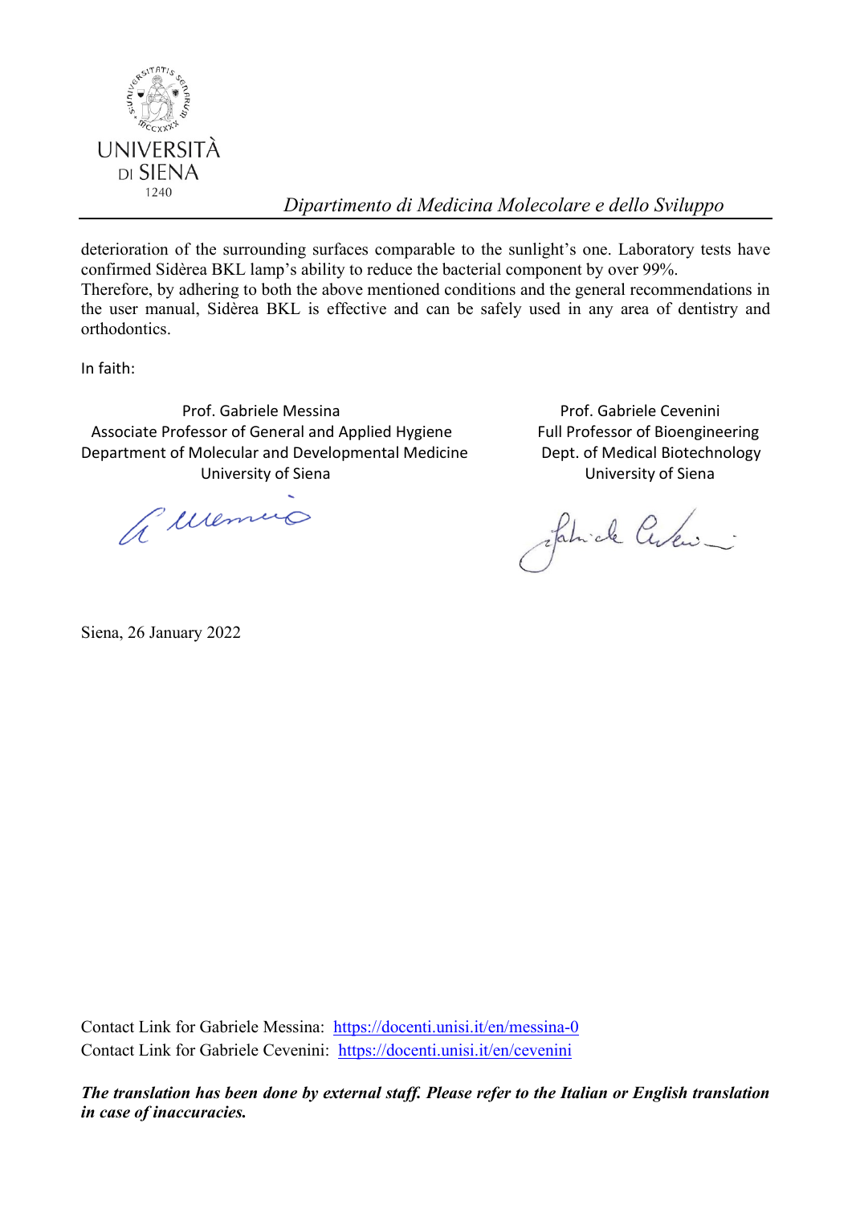*Dipartimento di Medicina Molecolare e dello Sviluppo*

deterioration of the surrounding surfaces comparable to the sunlight's one. Laboratory tests have confirmed Sidèrea BKL lamp's ability to reduce the bacterial component by over 99%.
Therefore, by adhering to both the above mentioned conditions and the general recommendations in the user manual, Sidèrea BKL is effective and can be safely used in any area of dentistry and orthodontics.

In faith:

Prof. Gabriele Messina
Associate Professor of General and Applied Hygiene
Department of Molecular and Developmental Medicine
University of Siena

Prof. Gabriele Cevenini
Full Professor of Bioengineering
Dept. of Medical Biotechnology
University of Siena

Siena, 26 January 2022

Contact Link for Gabriele Messina: https://docenti.unisi.it/en/messina-0
Contact Link for Gabriele Cevenini: https://docenti.unisi.it/en/cevenini

***The translation has been done by external staff. Please refer to the Italian or English translation in case of inaccuracies.***